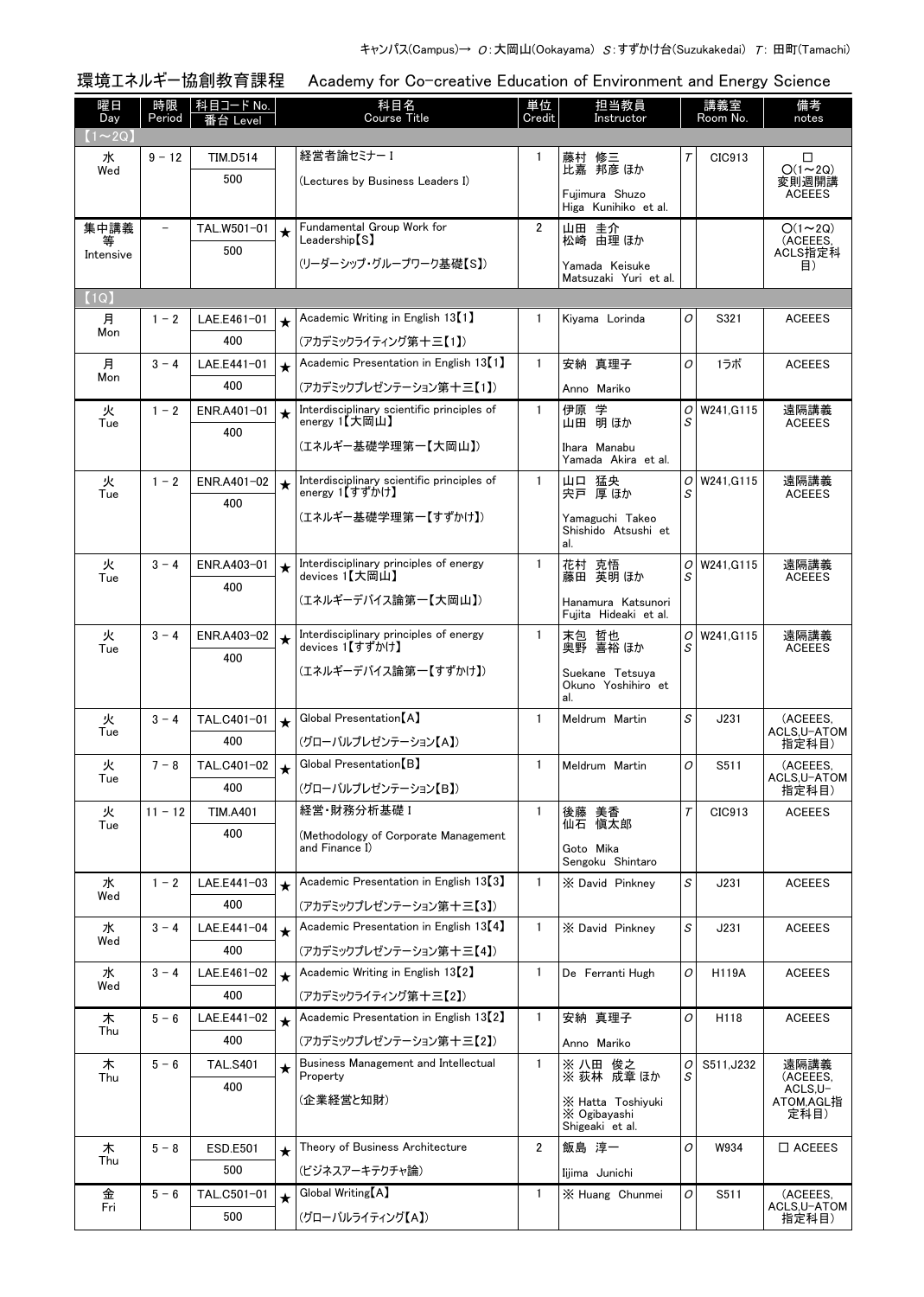キャンパス(Campus)→ O:大岡山(Ookayama) S:すずかけ台(Suzukakedai) T:田町(Tamachi)

## 環境エネルギー協創教育課程　Academy for Co-creative Education of Environment and Energy Science

| 曜日 Day | 時限 Period | 科目コード No. 番台 Level | | 科目名 Course Title | 単位 Credit | 担当教員 Instructor | | 講義室 Room No. | 備考 notes |
|---|---|---|---|---|---|---|---|---|---|
| 【1～2Q】 | | | | | | | | | |
| 水 Wed | 9 - 12 | TIM.D514 500 | | 経営者論セミナーⅠ (Lectures by Business Leaders I) | 1 | 藤村 修三 比嘉 邦彦 ほか Fujimura Shuzo Higa Kunihiko et al. | T | CIC913 | □ ○(1～2Q) 変則週開講 ACEEES |
| 集中講義等 Intensive | － | TAL.W501-01 500 | ★ | Fundamental Group Work for Leadership【S】 (リーダーシップ・グループワーク基礎【S】) | 2 | 山田 圭介 松崎 由理 ほか Yamada Keisuke Matsuzaki Yuri et al. | | | ○(1～2Q) (ACEEES, ACLS指定科目) |
| 【1Q】 | | | | | | | | | |
| 月 Mon | 1 - 2 | LAE.E461-01 400 | ★ | Academic Writing in English 13【1】 (アカデミックライティング第十三【1】) | 1 | Kiyama Lorinda | O | S321 | ACEEES |
| 月 Mon | 3 - 4 | LAE.E441-01 400 | ★ | Academic Presentation in English 13【1】 (アカデミックプレゼンテーション第十三【1】) | 1 | 安納 真理子 Anno Mariko | O | 1ラボ | ACEEES |
| 火 Tue | 1 - 2 | ENR.A401-01 400 | ★ | Interdisciplinary scientific principles of energy 1【大岡山】 (エネルギー基礎学理第一【大岡山】) | 1 | 伊原 学 山田 明 ほか Ihara Manabu Yamada Akira et al. | O S | W241,G115 | 遠隔講義 ACEEES |
| 火 Tue | 1 - 2 | ENR.A401-02 400 | ★ | Interdisciplinary scientific principles of energy 1【すずかけ】 (エネルギー基礎学理第一【すずかけ】) | 1 | 山口 猛央 宍戸 厚 ほか Yamaguchi Takeo Shishido Atsushi et al. | O S | W241,G115 | 遠隔講義 ACEEES |
| 火 Tue | 3 - 4 | ENR.A403-01 400 | ★ | Interdisciplinary principles of energy devices 1【大岡山】 (エネルギーデバイス論第一【大岡山】) | 1 | 花村 克悟 藤田 英明 ほか Hanamura Katsunori Fujita Hideaki et al. | O S | W241,G115 | 遠隔講義 ACEEES |
| 火 Tue | 3 - 4 | ENR.A403-02 400 | ★ | Interdisciplinary principles of energy devices 1【すずかけ】 (エネルギーデバイス論第一【すずかけ】) | 1 | 末包 哲也 奥野 喜裕 ほか Suekane Tetsuya Okuno Yoshihiro et al. | O S | W241,G115 | 遠隔講義 ACEEES |
| 火 Tue | 3 - 4 | TAL.C401-01 400 | ★ | Global Presentation【A】 (グローバルプレゼンテーション【A】) | 1 | Meldrum Martin | S | J231 | (ACEEES, ACLS,U-ATOM指定科目) |
| 火 Tue | 7 - 8 | TAL.C401-02 400 | ★ | Global Presentation【B】 (グローバルプレゼンテーション【B】) | 1 | Meldrum Martin | O | S511 | (ACEEES, ACLS,U-ATOM指定科目) |
| 火 Tue | 11 - 12 | TIM.A401 400 | | 経営・財務分析基礎Ⅰ (Methodology of Corporate Management and Finance I) | 1 | 後藤 美香 仙石 慎太郎 Goto Mika Sengoku Shintaro | T | CIC913 | ACEEES |
| 水 Wed | 1 - 2 | LAE.E441-03 400 | ★ | Academic Presentation in English 13【3】 (アカデミックプレゼンテーション第十三【3】) | 1 | ※ David Pinkney | S | J231 | ACEEES |
| 水 Wed | 3 - 4 | LAE.E441-04 400 | ★ | Academic Presentation in English 13【4】 (アカデミックプレゼンテーション第十三【4】) | 1 | ※ David Pinkney | S | J231 | ACEEES |
| 水 Wed | 3 - 4 | LAE.E461-02 400 | ★ | Academic Writing in English 13【2】 (アカデミックライティング第十三【2】) | 1 | De Ferranti Hugh | O | H119A | ACEEES |
| 木 Thu | 5 - 6 | LAE.E441-02 400 | ★ | Academic Presentation in English 13【2】 (アカデミックプレゼンテーション第十三【2】) | 1 | 安納 真理子 Anno Mariko | O | H118 | ACEEES |
| 木 Thu | 5 - 6 | TAL.S401 400 | ★ | Business Management and Intellectual Property (企業経営と知財) | 1 | ※ 八田 俊之 ※ 荻林 成章 ほか ※ Hatta Toshiyuki ※ Ogibayashi Shigeaki et al. | O S | S511,J232 | 遠隔講義 (ACEEES, ACLS,U-ATOM,AGL指定科目) |
| 木 Thu | 5 - 8 | ESD.E501 500 | ★ | Theory of Business Architecture (ビジネスアーキテクチャ論) | 2 | 飯島 淳一 Iijima Junichi | O | W934 | □ ACEEES |
| 金 Fri | 5 - 6 | TAL.C501-01 500 | ★ | Global Writing【A】 (グローバルライティング【A】) | 1 | ※ Huang Chunmei | O | S511 | (ACEEES, ACLS,U-ATOM指定科目) |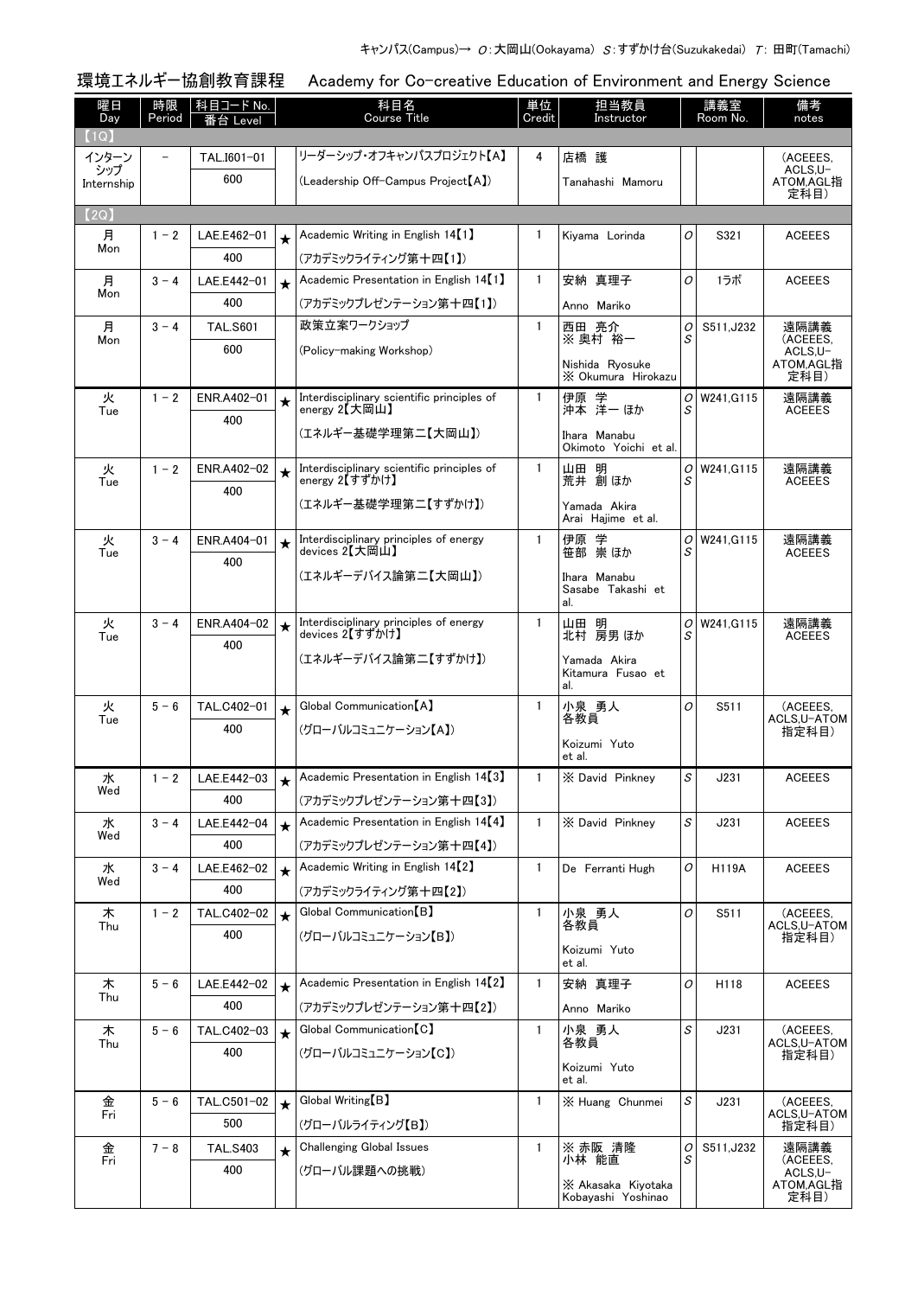キャンパス(Campus)→ O：大岡山(Ookayama) S：すずかけ台(Suzukakedai) T：田町(Tamachi)

## 環境エネルギー協創教育課程　Academy for Co-creative Education of Environment and Energy Science

| 曜日 Day | 時限 Period | 科目コード No. 番台 Level | | 科目名 Course Title | 単位 Credit | 担当教員 Instructor | | 講義室 Room No. | 備考 notes |
|---|---|---|---|---|---|---|---|---|---|
| 【1Q】 | | | | | | | | | |
| インターンシップ Internship | － | TAL.I601-01 600 | | リーダーシップ・オフキャンパスプロジェクト【A】 (Leadership Off-Campus Project【A】) | 4 | 店橋 護 Tanahashi Mamoru | | | (ACEEES, ACLS,U-ATOM,AGL指定科目) |
| 【2Q】 | | | | | | | | | |
| 月 Mon | 1－2 | LAE.E462-01 400 | ★ | Academic Writing in English 14【1】 (アカデミックライティング第十四【1】) | 1 | Kiyama Lorinda | O | S321 | ACEEES |
| 月 Mon | 3－4 | LAE.E442-01 400 | ★ | Academic Presentation in English 14【1】 (アカデミックプレゼンテーション第十四【1】) | 1 | 安納 真理子 Anno Mariko | O | 1ラボ | ACEEES |
| 月 Mon | 3－4 | TAL.S601 600 | | 政策立案ワークショップ (Policy-making Workshop) | 1 | 西田 亮介 ※ 奥村 裕一 Nishida Ryosuke ※ Okumura Hirokazu | O S | S511,J232 | 遠隔講義 (ACEEES, ACLS,U-ATOM,AGL指定科目) |
| 火 Tue | 1－2 | ENR.A402-01 400 | ★ | Interdisciplinary scientific principles of energy 2【大岡山】 (エネルギー基礎学理第二【大岡山】) | 1 | 伊原 学 沖本 洋一 ほか Ihara Manabu Okimoto Yoichi et al. | O S | W241,G115 | 遠隔講義 ACEEES |
| 火 Tue | 1－2 | ENR.A402-02 400 | ★ | Interdisciplinary scientific principles of energy 2【すずかけ】 (エネルギー基礎学理第二【すずかけ】) | 1 | 山田 明 荒井 創 ほか Yamada Akira Arai Hajime et al. | O S | W241,G115 | 遠隔講義 ACEEES |
| 火 Tue | 3－4 | ENR.A404-01 400 | ★ | Interdisciplinary principles of energy devices 2【大岡山】 (エネルギーデバイス論第二【大岡山】) | 1 | 伊原 学 笹部 崇 ほか Ihara Manabu Sasabe Takashi et al. | O S | W241,G115 | 遠隔講義 ACEEES |
| 火 Tue | 3－4 | ENR.A404-02 400 | ★ | Interdisciplinary principles of energy devices 2【すずかけ】 (エネルギーデバイス論第二【すずかけ】) | 1 | 山田 明 北村 房男 ほか Yamada Akira Kitamura Fusao et al. | O S | W241,G115 | 遠隔講義 ACEEES |
| 火 Tue | 5－6 | TAL.C402-01 400 | ★ | Global Communication【A】 (グローバルコミュニケーション【A】) | 1 | 小泉 勇人 各教員 Koizumi Yuto et al. | O | S511 | (ACEEES, ACLS,U-ATOM指定科目) |
| 水 Wed | 1－2 | LAE.E442-03 400 | ★ | Academic Presentation in English 14【3】 (アカデミックプレゼンテーション第十四【3】) | 1 | ※ David Pinkney | S | J231 | ACEEES |
| 水 Wed | 3－4 | LAE.E442-04 400 | ★ | Academic Presentation in English 14【4】 (アカデミックプレゼンテーション第十四【4】) | 1 | ※ David Pinkney | S | J231 | ACEEES |
| 水 Wed | 3－4 | LAE.E462-02 400 | ★ | Academic Writing in English 14【2】 (アカデミックライティング第十四【2】) | 1 | De Ferranti Hugh | O | H119A | ACEEES |
| 木 Thu | 1－2 | TAL.C402-02 400 | ★ | Global Communication【B】 (グローバルコミュニケーション【B】) | 1 | 小泉 勇人 各教員 Koizumi Yuto et al. | O | S511 | (ACEEES, ACLS,U-ATOM指定科目) |
| 木 Thu | 5－6 | LAE.E442-02 400 | ★ | Academic Presentation in English 14【2】 (アカデミックプレゼンテーション第十四【2】) | 1 | 安納 真理子 Anno Mariko | O | H118 | ACEEES |
| 木 Thu | 5－6 | TAL.C402-03 400 | ★ | Global Communication【C】 (グローバルコミュニケーション【C】) | 1 | 小泉 勇人 各教員 Koizumi Yuto et al. | S | J231 | (ACEEES, ACLS,U-ATOM指定科目) |
| 金 Fri | 5－6 | TAL.C501-02 500 | ★ | Global Writing【B】 (グローバルライティング【B】) | 1 | ※ Huang Chunmei | S | J231 | (ACEEES, ACLS,U-ATOM指定科目) |
| 金 Fri | 7－8 | TAL.S403 400 | ★ | Challenging Global Issues (グローバル課題への挑戦) | 1 | ※ 赤阪 清隆 小林 能直 ※ Akasaka Kiyotaka Kobayashi Yoshinao | O S | S511,J232 | 遠隔講義 (ACEEES, ACLS,U-ATOM,AGL指定科目) |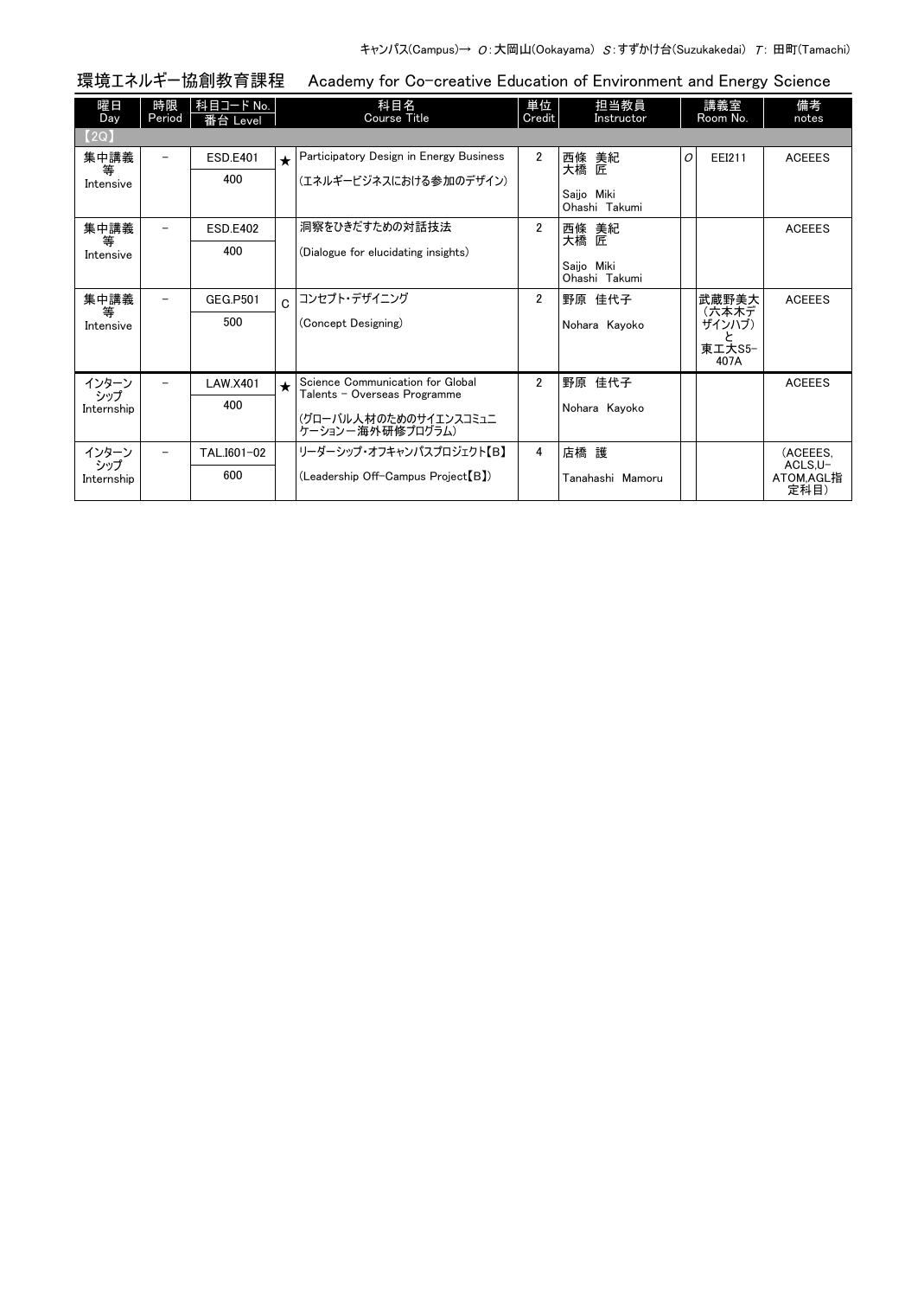キャンパス(Campus)→ O：大岡山(Ookayama) S：すずかけ台(Suzukakedai) T：田町(Tamachi)

## 環境エネルギー協創教育課程　Academy for Co-creative Education of Environment and Energy Science

| 曜日 Day | 時限 Period | 科目コード No. 番台 Level | | 科目名 Course Title | 単位 Credit | 担当教員 Instructor | | 講義室 Room No. | 備考 notes |
|---|---|---|---|---|---|---|---|---|---|
| 【2Q】 | | | | | | | | | |
| 集中講義等 Intensive | － | ESD.E401 400 | ★ | Participatory Design in Energy Business (エネルギービジネスにおける参加のデザイン) | 2 | 西條 美紀 大橋 匠 Saijo Miki Ohashi Takumi | O | EEI211 | ACEEES |
| 集中講義等 Intensive | － | ESD.E402 400 | | 洞察をひきだすための対話技法 (Dialogue for elucidating insights) | 2 | 西條 美紀 大橋 匠 Saijo Miki Ohashi Takumi | | | ACEEES |
| 集中講義等 Intensive | － | GEG.P501 500 | C | コンセプト・デザイニング (Concept Designing) | 2 | 野原 佳代子 Nohara Kayoko | | 武蔵野美大(六本木デザインハブ)と東工大S5-407A | ACEEES |
| インターンシップ Internship | － | LAW.X401 400 | ★ | Science Communication for Global Talents - Overseas Programme (グローバル人材のためのサイエンスコミュニケーション－海外研修プログラム) | 2 | 野原 佳代子 Nohara Kayoko | | | ACEEES |
| インターンシップ Internship | － | TAL.I601-02 600 | | リーダーシップ・オフキャンパスプロジェクト【B】 (Leadership Off-Campus Project【B】) | 4 | 店橋 護 Tanahashi Mamoru | | | (ACEEES, ACLS,U-ATOM,AGL指定科目) |